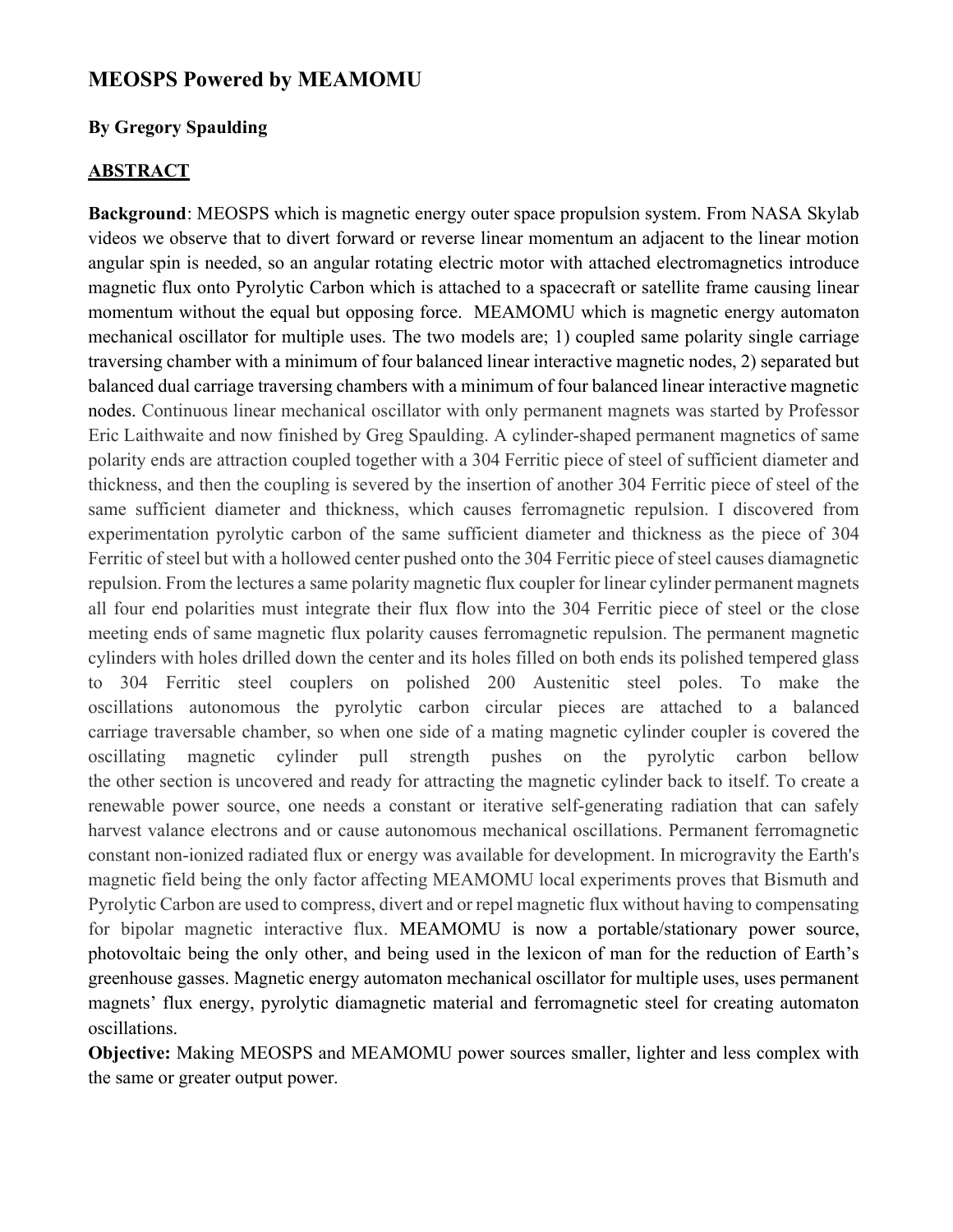## MEOSPS Powered by MEAMOMU

**By Gregory Spaulding**

### ABSTRACT

**Background**: MEOSPS which is magnetic energy outer space propulsion system. From NASA Skylab videos we observe that to divert forward or reverse linear momentum an adjacent to the linear motion angular spin is needed, so an angular rotating electric motor with attached electromagnetics introduce magnetic flux onto Pyrolytic Carbon which is attached to a spacecraft or satellite frame causing linear momentum without the equal but opposing force. MEAMOMU which is magnetic energy automaton mechanical oscillator for multiple uses. The two models are; 1) coupled same polarity single carriage traversing chamber with a minimum of four balanced linear interactive magnetic nodes, 2) separated but balanced dual carriage traversing chambers with a minimum of four balanced linear interactive magnetic nodes. Continuous linear mechanical oscillator with only permanent magnets was started by Professor Eric Laithwaite and now finished by Greg Spaulding. A cylinder-shaped permanent magnetics of same polarity ends are attraction coupled together with a 304 Ferritic piece of steel of sufficient diameter and thickness, and then the coupling is severed by the insertion of another 304 Ferritic piece of steel of the same sufficient diameter and thickness, which causes ferromagnetic repulsion. I discovered from experimentation pyrolytic carbon of the same sufficient diameter and thickness as the piece of 304 Ferritic of steel but with a hollowed center pushed onto the 304 Ferritic piece of steel causes diamagnetic repulsion. From the lectures a same polarity magnetic flux coupler for linear cylinder permanent magnets all four end polarities must integrate their flux flow into the 304 Ferritic piece of steel or the close meeting ends of same magnetic flux polarity causes ferromagnetic repulsion. The permanent magnetic cylinders with holes drilled down the center and its holes filled on both ends its polished tempered glass to 304 Ferritic steel couplers on polished 200 Austenitic steel poles. To make the oscillations autonomous the pyrolytic carbon circular pieces are attached to a balanced carriage traversable chamber, so when one side of a mating magnetic cylinder coupler is covered the oscillating magnetic cylinder pull strength pushes on the pyrolytic carbon bellow the other section is uncovered and ready for attracting the magnetic cylinder back to itself. To create a renewable power source, one needs a constant or iterative self-generating radiation that can safely harvest valance electrons and or cause autonomous mechanical oscillations. Permanent ferromagnetic constant non-ionized radiated flux or energy was available for development. In microgravity the Earth's magnetic field being the only factor affecting MEAMOMU local experiments proves that Bismuth and Pyrolytic Carbon are used to compress, divert and or repel magnetic flux without having to compensating for bipolar magnetic interactive flux. MEAMOMU is now a portable/stationary power source, photovoltaic being the only other, and being used in the lexicon of man for the reduction of Earth's greenhouse gasses. Magnetic energy automaton mechanical oscillator for multiple uses, uses permanent magnets' flux energy, pyrolytic diamagnetic material and ferromagnetic steel for creating automaton oscillations.

**Objective:** Making MEOSPS and MEAMOMU power sources smaller, lighter and less complex with the same or greater output power.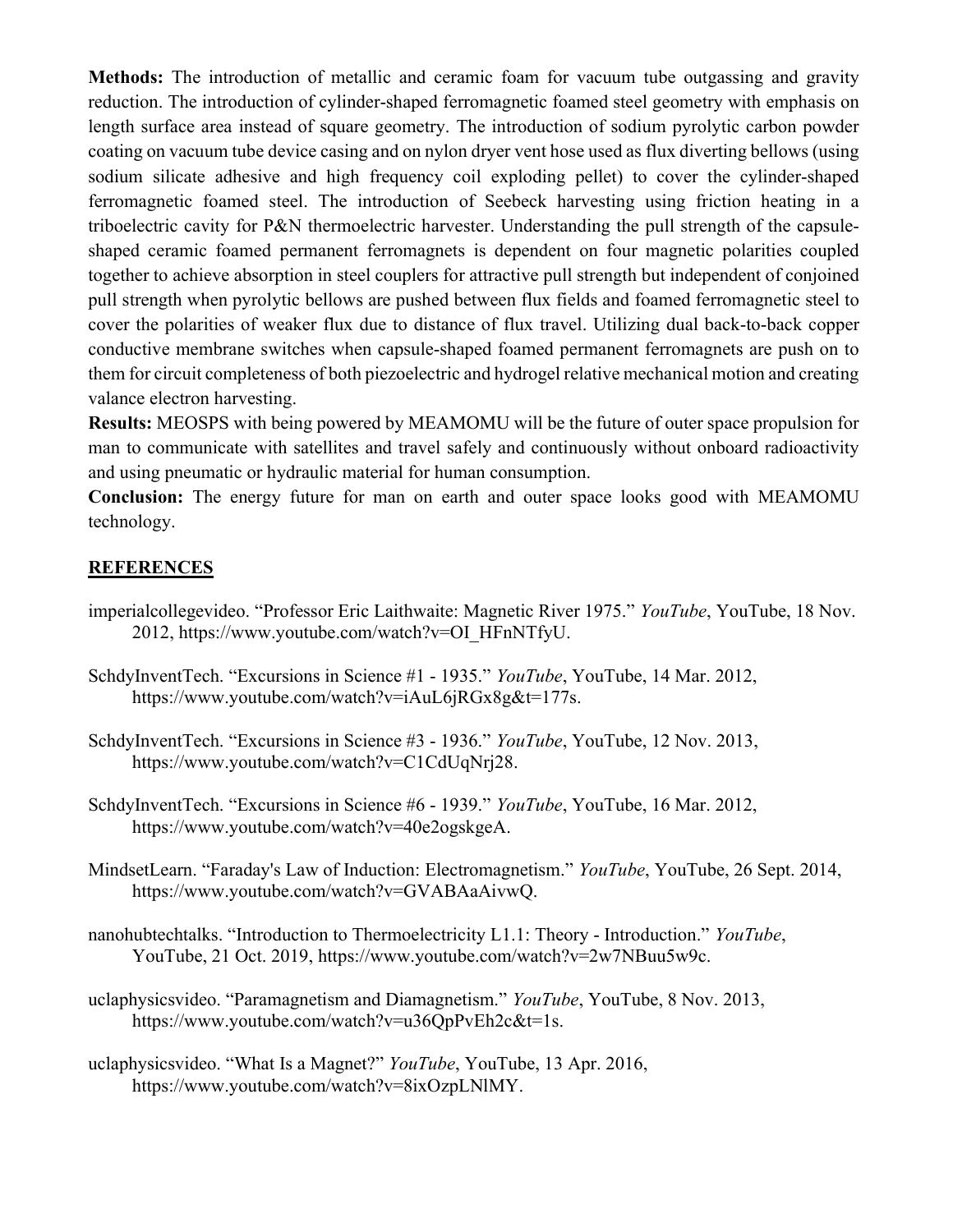**Methods:** The introduction of metallic and ceramic foam for vacuum tube outgassing and gravity reduction. The introduction of cylinder-shaped ferromagnetic foamed steel geometry with emphasis on length surface area instead of square geometry. The introduction of sodium pyrolytic carbon powder coating on vacuum tube device casing and on nylon dryer vent hose used as flux diverting bellows (using sodium silicate adhesive and high frequency coil exploding pellet) to cover the cylinder-shaped ferromagnetic foamed steel. The introduction of Seebeck harvesting using friction heating in a triboelectric cavity for P&N thermoelectric harvester. Understanding the pull strength of the capsule-shaped ceramic foamed permanent ferromagnets is dependent on four magnetic polarities coupled together to achieve absorption in steel couplers for attractive pull strength but independent of conjoined pull strength when pyrolytic bellows are pushed between flux fields and foamed ferromagnetic steel to cover the polarities of weaker flux due to distance of flux travel. Utilizing dual back-to-back copper conductive membrane switches when capsule-shaped foamed permanent ferromagnets are push on to them for circuit completeness of both piezoelectric and hydrogel relative mechanical motion and creating valance electron harvesting.

**Results:** MEOSPS with being powered by MEAMOMU will be the future of outer space propulsion for man to communicate with satellites and travel safely and continuously without onboard radioactivity and using pneumatic or hydraulic material for human consumption.

**Conclusion:** The energy future for man on earth and outer space looks good with MEAMOMU technology.

## REFERENCES

imperialcollegevideo. "Professor Eric Laithwaite: Magnetic River 1975." *YouTube*, YouTube, 18 Nov. 2012, https://www.youtube.com/watch?v=OI_HFnNTfyU.

SchdyInventTech. "Excursions in Science #1 - 1935." *YouTube*, YouTube, 14 Mar. 2012, https://www.youtube.com/watch?v=iAuL6jRGx8g&t=177s.

SchdyInventTech. "Excursions in Science #3 - 1936." *YouTube*, YouTube, 12 Nov. 2013, https://www.youtube.com/watch?v=C1CdUqNrj28.

SchdyInventTech. "Excursions in Science #6 - 1939." *YouTube*, YouTube, 16 Mar. 2012, https://www.youtube.com/watch?v=40e2ogskgeA.

MindsetLearn. "Faraday's Law of Induction: Electromagnetism." *YouTube*, YouTube, 26 Sept. 2014, https://www.youtube.com/watch?v=GVABAaAivwQ.

nanohubtechtalks. "Introduction to Thermoelectricity L1.1: Theory - Introduction." *YouTube*, YouTube, 21 Oct. 2019, https://www.youtube.com/watch?v=2w7NBuu5w9c.

uclaphysicsvideo. "Paramagnetism and Diamagnetism." *YouTube*, YouTube, 8 Nov. 2013, https://www.youtube.com/watch?v=u36QpPvEh2c&t=1s.

uclaphysicsvideo. "What Is a Magnet?" *YouTube*, YouTube, 13 Apr. 2016, https://www.youtube.com/watch?v=8ixOzpLNlMY.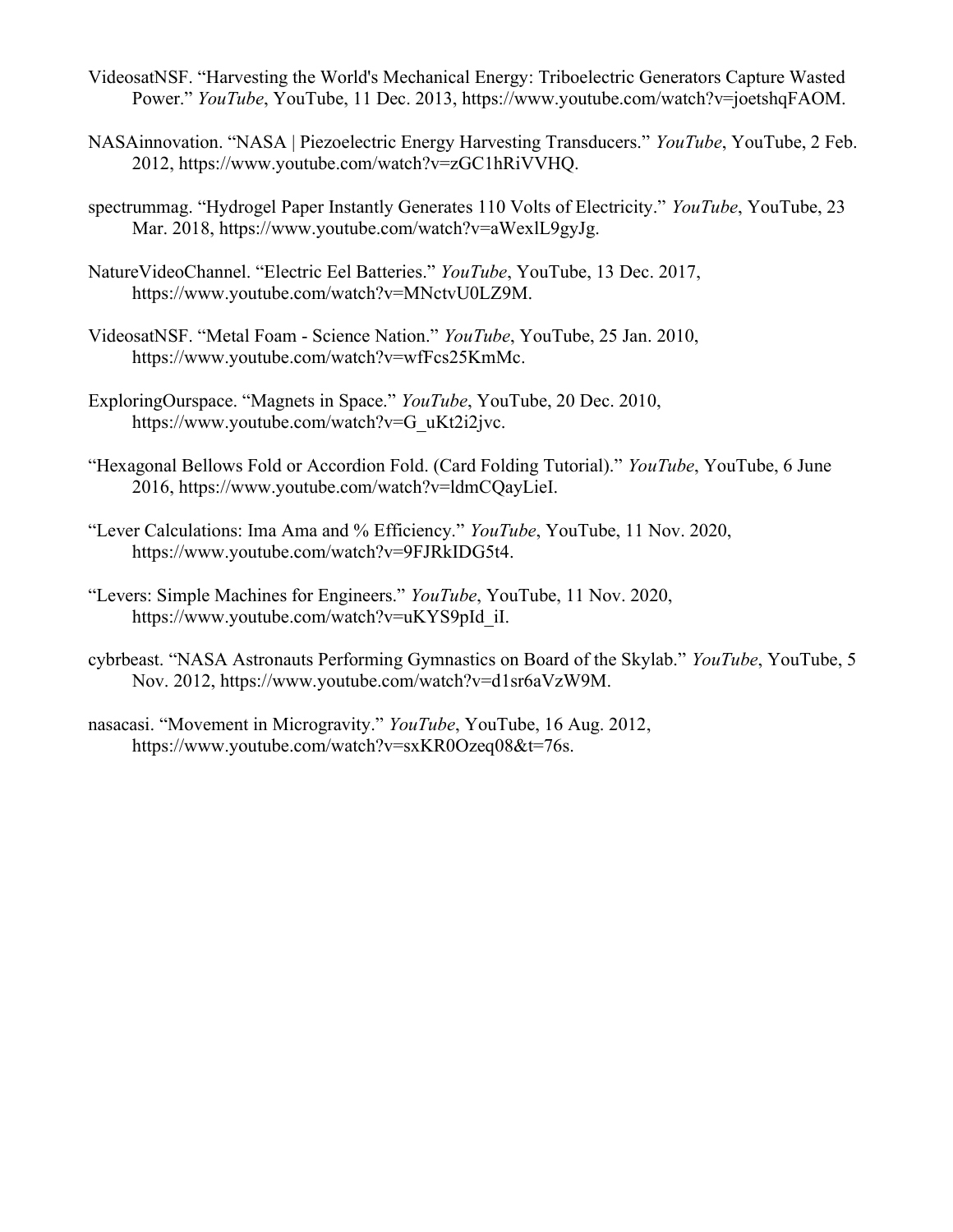VideosatNSF. "Harvesting the World's Mechanical Energy: Triboelectric Generators Capture Wasted Power." *YouTube*, YouTube, 11 Dec. 2013, https://www.youtube.com/watch?v=joetshqFAOM.

NASAinnovation. "NASA | Piezoelectric Energy Harvesting Transducers." *YouTube*, YouTube, 2 Feb. 2012, https://www.youtube.com/watch?v=zGC1hRiVVHQ.

spectrummag. "Hydrogel Paper Instantly Generates 110 Volts of Electricity." *YouTube*, YouTube, 23 Mar. 2018, https://www.youtube.com/watch?v=aWexlL9gyJg.

NatureVideoChannel. "Electric Eel Batteries." *YouTube*, YouTube, 13 Dec. 2017, https://www.youtube.com/watch?v=MNctvU0LZ9M.

VideosatNSF. "Metal Foam - Science Nation." *YouTube*, YouTube, 25 Jan. 2010, https://www.youtube.com/watch?v=wfFcs25KmMc.

ExploringOurspace. "Magnets in Space." *YouTube*, YouTube, 20 Dec. 2010, https://www.youtube.com/watch?v=G_uKt2i2jvc.

"Hexagonal Bellows Fold or Accordion Fold. (Card Folding Tutorial)." *YouTube*, YouTube, 6 June 2016, https://www.youtube.com/watch?v=ldmCQayLieI.

"Lever Calculations: Ima Ama and % Efficiency." *YouTube*, YouTube, 11 Nov. 2020, https://www.youtube.com/watch?v=9FJRkIDG5t4.

"Levers: Simple Machines for Engineers." *YouTube*, YouTube, 11 Nov. 2020, https://www.youtube.com/watch?v=uKYS9pId_iI.

cybrbeast. "NASA Astronauts Performing Gymnastics on Board of the Skylab." *YouTube*, YouTube, 5 Nov. 2012, https://www.youtube.com/watch?v=d1sr6aVzW9M.

nasacasi. "Movement in Microgravity." *YouTube*, YouTube, 16 Aug. 2012, https://www.youtube.com/watch?v=sxKR0Ozeq08&t=76s.